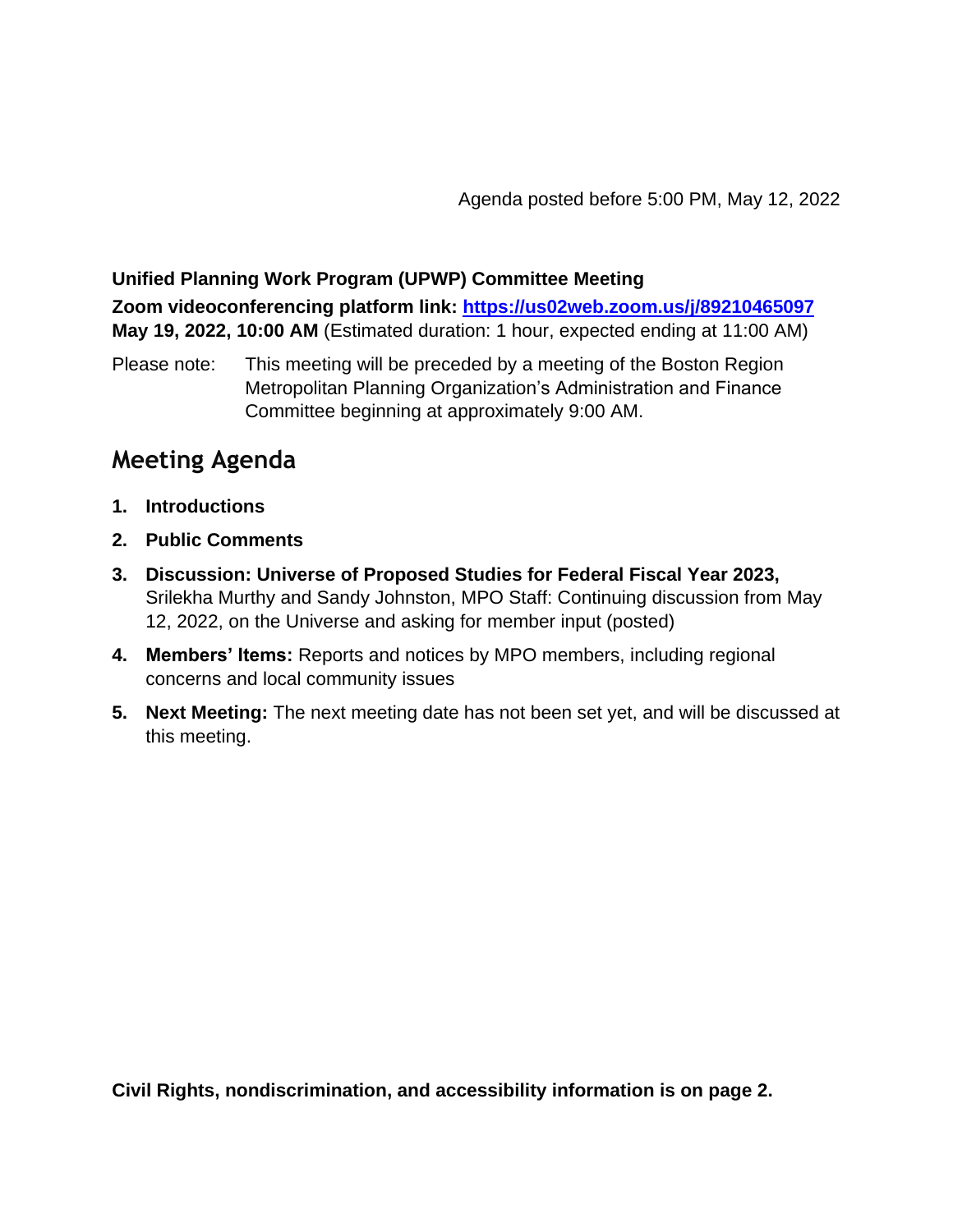Agenda posted before 5:00 PM, May 12, 2022

**Unified Planning Work Program (UPWP) Committee Meeting**

**Zoom videoconferencing platform link: [https://us02web.zoom.us/j/89210465097](https://us02web.zoom.us/j/89210465097)**

**May 19, 2022, 10:00 AM** (Estimated duration: 1 hour, expected ending at 11:00 AM)

Please note: This meeting will be preceded by a meeting of the Boston Region Metropolitan Planning Organization's Administration and Finance Committee beginning at approximately 9:00 AM.

## Meeting Agenda

1. **Introductions**
2. **Public Comments**
3. **Discussion: Universe of Proposed Studies for Federal Fiscal Year 2023,** Srilekha Murthy and Sandy Johnston, MPO Staff: Continuing discussion from May 12, 2022, on the Universe and asking for member input (posted)
4. **Members' Items:** Reports and notices by MPO members, including regional concerns and local community issues
5. **Next Meeting:** The next meeting date has not been set yet, and will be discussed at this meeting.

**Civil Rights, nondiscrimination, and accessibility information is on page 2.**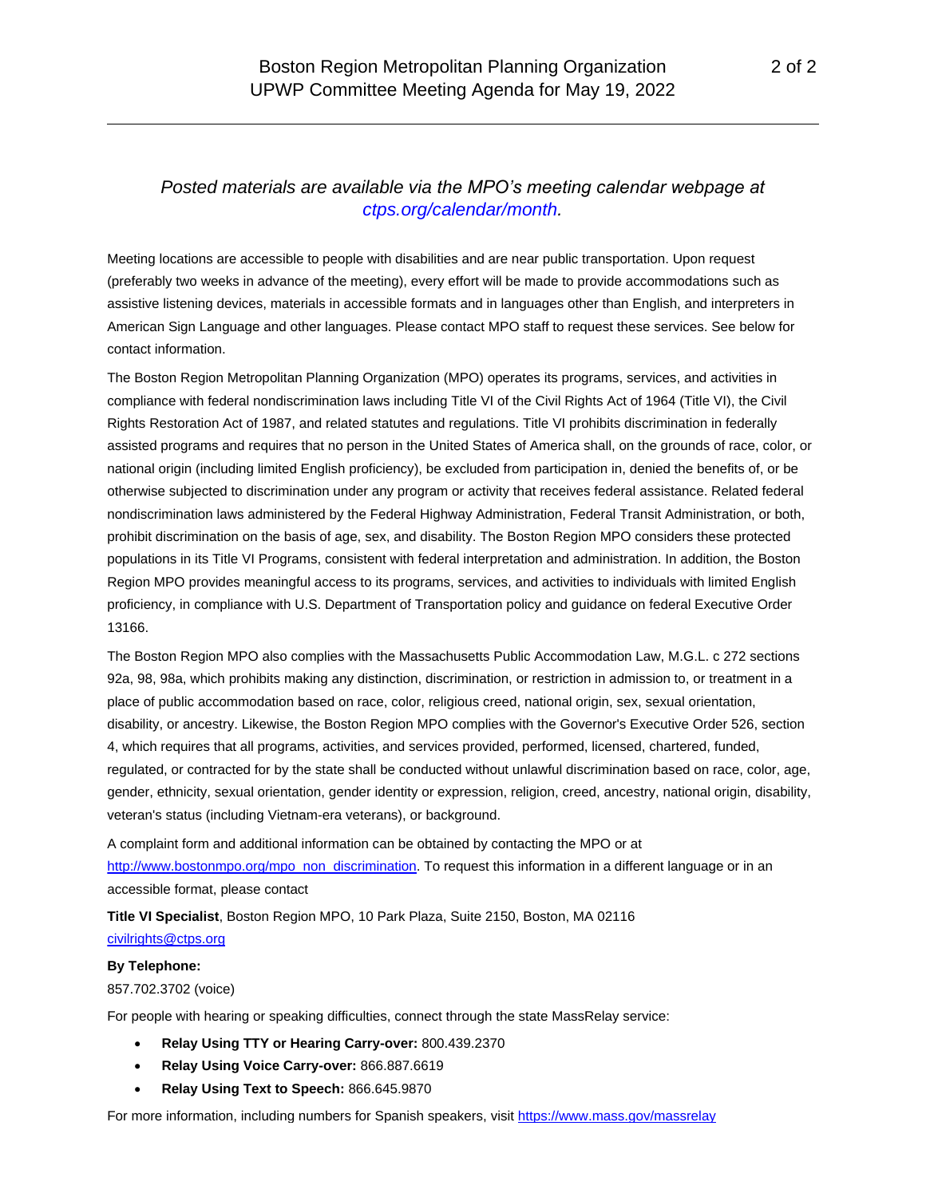*Posted materials are available via the MPO's meeting calendar webpage at ctps.org/calendar/month.*

Meeting locations are accessible to people with disabilities and are near public transportation. Upon request (preferably two weeks in advance of the meeting), every effort will be made to provide accommodations such as assistive listening devices, materials in accessible formats and in languages other than English, and interpreters in American Sign Language and other languages. Please contact MPO staff to request these services. See below for contact information.

The Boston Region Metropolitan Planning Organization (MPO) operates its programs, services, and activities in compliance with federal nondiscrimination laws including Title VI of the Civil Rights Act of 1964 (Title VI), the Civil Rights Restoration Act of 1987, and related statutes and regulations. Title VI prohibits discrimination in federally assisted programs and requires that no person in the United States of America shall, on the grounds of race, color, or national origin (including limited English proficiency), be excluded from participation in, denied the benefits of, or be otherwise subjected to discrimination under any program or activity that receives federal assistance. Related federal nondiscrimination laws administered by the Federal Highway Administration, Federal Transit Administration, or both, prohibit discrimination on the basis of age, sex, and disability. The Boston Region MPO considers these protected populations in its Title VI Programs, consistent with federal interpretation and administration. In addition, the Boston Region MPO provides meaningful access to its programs, services, and activities to individuals with limited English proficiency, in compliance with U.S. Department of Transportation policy and guidance on federal Executive Order 13166.

The Boston Region MPO also complies with the Massachusetts Public Accommodation Law, M.G.L. c 272 sections 92a, 98, 98a, which prohibits making any distinction, discrimination, or restriction in admission to, or treatment in a place of public accommodation based on race, color, religious creed, national origin, sex, sexual orientation, disability, or ancestry. Likewise, the Boston Region MPO complies with the Governor's Executive Order 526, section 4, which requires that all programs, activities, and services provided, performed, licensed, chartered, funded, regulated, or contracted for by the state shall be conducted without unlawful discrimination based on race, color, age, gender, ethnicity, sexual orientation, gender identity or expression, religion, creed, ancestry, national origin, disability, veteran's status (including Vietnam-era veterans), or background.

A complaint form and additional information can be obtained by contacting the MPO or at http://www.bostonmpo.org/mpo_non_discrimination. To request this information in a different language or in an accessible format, please contact

**Title VI Specialist**, Boston Region MPO, 10 Park Plaza, Suite 2150, Boston, MA 02116
civilrights@ctps.org

**By Telephone:**

857.702.3702 (voice)

For people with hearing or speaking difficulties, connect through the state MassRelay service:

- **Relay Using TTY or Hearing Carry-over:** 800.439.2370
- **Relay Using Voice Carry-over:** 866.887.6619
- **Relay Using Text to Speech:** 866.645.9870

For more information, including numbers for Spanish speakers, visit https://www.mass.gov/massrelay